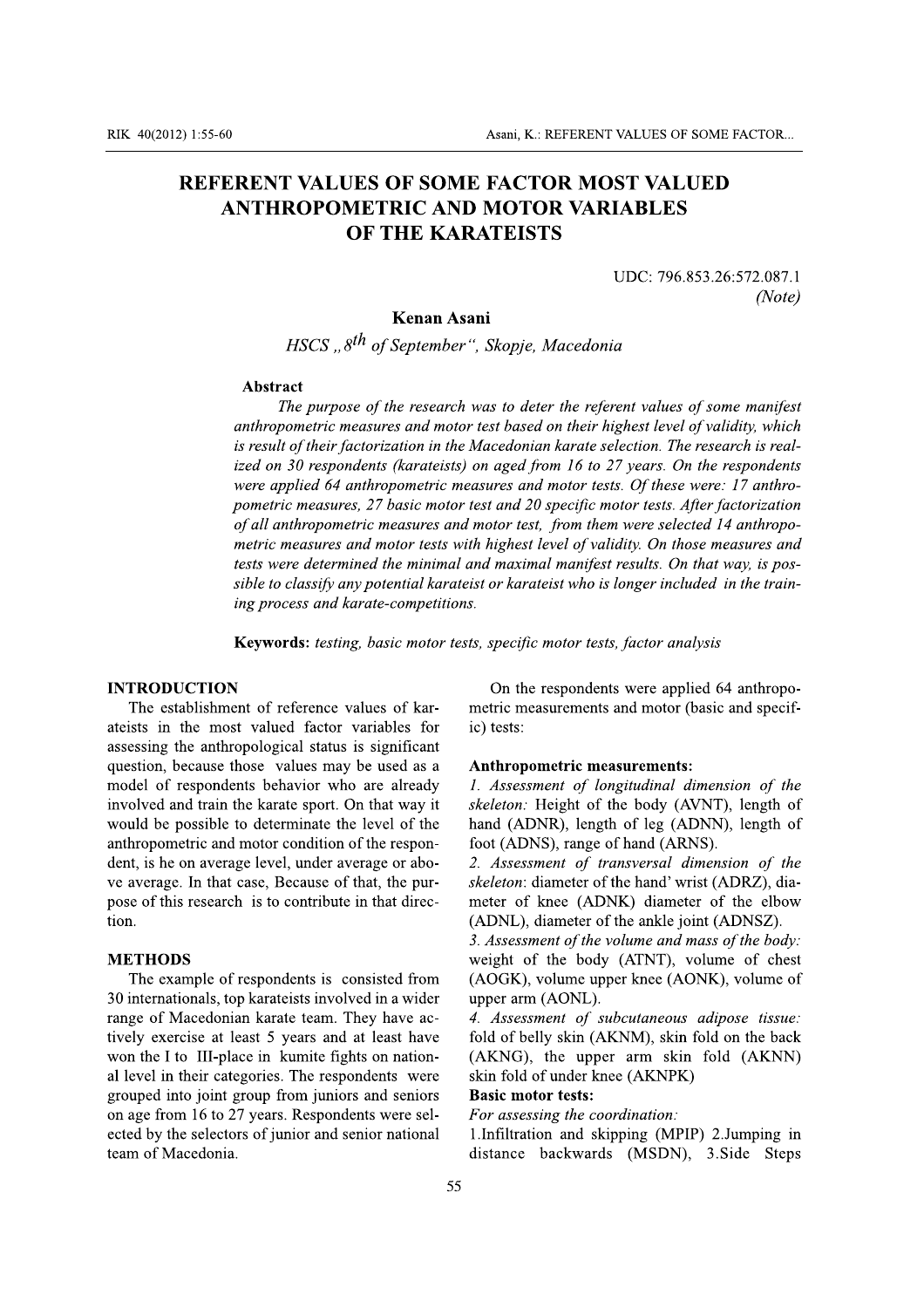# REFERENT VALUES OF SOME FACTOR MOST VALUED ANTHROPOMETRIC AND MOTOR VARIABLES OF THE KARATEISTS

UDC: 796.853.26:572.087.1
*(Note)*

**Kenan Asani**

*HSCS „8th of September", Skopje, Macedonia*

**Abstract**

*The purpose of the research was to deter the referent values of some manifest anthropometric measures and motor test based on their highest level of validity, which is result of their factorization in the Macedonian karate selection. The research is realized on 30 respondents (karateists) on aged from 16 to 27 years. On the respondents were applied 64 anthropometric measures and motor tests. Of these were: 17 anthropometric measures, 27 basic motor test and 20 specific motor tests. After factorization of all anthropometric measures and motor test, from them were selected 14 anthropometric measures and motor tests with highest level of validity. On those measures and tests were determined the minimal and maximal manifest results. On that way, is possible to classify any potential karateist or karateist who is longer included in the training process and karate-competitions.*

**Keywords:** *testing, basic motor tests, specific motor tests, factor analysis*

## INTRODUCTION

The establishment of reference values of karateists in the most valued factor variables for assessing the anthropological status is significant question, because those values may be used as a model of respondents behavior who are already involved and train the karate sport. On that way it would be possible to determinate the level of the anthropometric and motor condition of the respondent, is he on average level, under average or above average. In that case, Because of that, the purpose of this research is to contribute in that direction.

## METHODS

The example of respondents is consisted from 30 internationals, top karateists involved in a wider range of Macedonian karate team. They have actively exercise at least 5 years and at least have won the I to III-place in kumite fights on national level in their categories. The respondents were grouped into joint group from juniors and seniors on age from 16 to 27 years. Respondents were selected by the selectors of junior and senior national team of Macedonia.

On the respondents were applied 64 anthropometric measurements and motor (basic and specific) tests:

**Anthropometric measurements:**

*1. Assessment of longitudinal dimension of the skeleton:* Height of the body (AVNT), length of hand (ADNR), length of leg (ADNN), length of foot (ADNS), range of hand (ARNS).

*2. Assessment of transversal dimension of the skeleton*: diameter of the hand' wrist (ADRZ), diameter of knee (ADNK) diameter of the elbow (ADNL), diameter of the ankle joint (ADNSZ).

*3. Assessment of the volume and mass of the body:* weight of the body (ATNT), volume of chest (AOGK), volume upper knee (AONK), volume of upper arm (AONL).

*4. Assessment of subcutaneous adipose tissue:* fold of belly skin (AKNM), skin fold on the back (AKNG), the upper arm skin fold (AKNN) skin fold of under knee (AKNPK)

**Basic motor tests:**

*For assessing the coordination:*

1.Infiltration and skipping (MPIP) 2.Jumping in distance backwards (MSDN), 3.Side Steps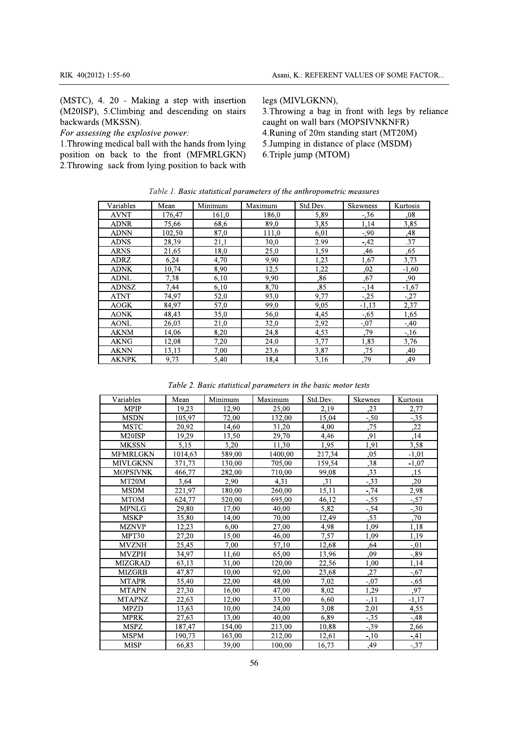(MSTC), 4. 20 - Making a step with insertion (M20ISP), 5.Climbing and descending on stairs backwards (MKSSN).

*For assessing the explosive power:*

1.Throwing medical ball with the hands from lying position on back to the front (MFMRLGKN)
2.Throwing sack from lying position to back with legs (MIVLGKNN),
3.Throwing a bag in front with legs by reliance caught on wall bars (MOPSIVNKNFR)
4.Runing of 20m standing start (MT20M)
5.Jumping in distance of place (MSDM)
6.Triple jump (MTOM)

*Table 1. Basic statistical parameters of the anthropometric measures*

| Variables | Mean | Minimum | Maximum | Std.Dev. | Skewness | Kurtosis |
|---|---|---|---|---|---|---|
| AVNT | 176,47 | 161,0 | 186,0 | 5,89 | -,36 | ,08 |
| ADNR | 75,66 | 68,6 | 89,0 | 3,85 | 1,14 | 3,85 |
| ADNN | 102,50 | 87,0 | 111,0 | 6,01 | -,90 | ,48 |
| ADNS | 28,39 | 21,1 | 30,0 | 2.99 | -,42 | .37 |
| ARNS | 21,65 | 18,0 | 25,0 | 1,59 | ,46 | ,65 |
| ADRZ | 6,24 | 4,70 | 9,90 | 1,23 | 1,67 | 3,73 |
| ADNK | 10,74 | 8,90 | 12,5 | 1,22 | ,02 | -1,60 |
| ADNL | 7,38 | 6,10 | 9,90 | ,86 | ,67 | ,90 |
| ADNSZ | 7,44 | 6,10 | 8,70 | ,85 | -,14 | -1,67 |
| ATNT | 74,97 | 52,0 | 93,0 | 9,77 | -,25 | -,27 |
| AOGK | 84,97 | 57,0 | 99,0 | 9,05 | -1,13 | 2,37 |
| AONK | 48,43 | 35,0 | 56,0 | 4,45 | -,65 | 1,65 |
| AONL | 26,03 | 21,0 | 32,0 | 2,92 | -,07 | -,40 |
| AKNM | 14,06 | 8,20 | 24,8 | 4,53 | ,79 | -,16 |
| AKNG | 12,08 | 7,20 | 24,0 | 3,77 | 1,83 | 3,76 |
| AKNN | 13,13 | 7,00 | 23,6 | 3,87 | ,75 | ,40 |
| AKNPK | 9,73 | 5,40 | 18,4 | 3,16 | ,79 | ,49 |

*Table 2. Basic statistical parameters in the basic motor tests*

| Variables | Mean | Minimum | Maximum | Std.Dev. | Skewnes | Kurtosis |
|---|---|---|---|---|---|---|
| MPIP | 19,23 | 12,90 | 25,00 | 2,19 | ,23 | 2,77 |
| MSDN | 105,97 | 72,00 | 132,00 | 15,04 | -,50 | -,35 |
| MSTC | 20,92 | 14,60 | 31,20 | 4,00 | ,75 | ,22 |
| M20ISP | 19,29 | 13,50 | 29,70 | 4,46 | ,91 | ,14 |
| MKSSN | 5,15 | 3,20 | 11,30 | 1,95 | 1,91 | 3,58 |
| MFMRLGKN | 1014,63 | 589,00 | 1400,00 | 217,34 | ,05 | -1,01 |
| MIVLGKNN | 371,73 | 130,00 | 705,00 | 159,54 | ,38 | -1,07 |
| MOPSIVNK | 466,77 | 282,00 | 710,00 | 99,08 | ,33 | ,15 |
| MT20M | 3,64 | 2,90 | 4,31 | ,31 | -,33 | ,20 |
| MSDM | 221,97 | 180,00 | 260,00 | 15,11 | -,74 | 2,98 |
| MTOM | 624,77 | 520,00 | 695,00 | 46,12 | -,55 | -,57 |
| MPNLG | 29,80 | 17,00 | 40,00 | 5,82 | -,54 | -,30 |
| MSKP | 35,80 | 14,00 | 70,00 | 12,49 | ,53 | ,70 |
| MZNVP | 12,23 | 6,00 | 27,00 | 4,98 | 1,09 | 1,18 |
| MPT30 | 27,20 | 15,00 | 46,00 | 7,57 | 1,09 | 1,19 |
| MVZNH | 25,45 | 7,00 | 57,10 | 12,68 | ,64 | -,01 |
| MVZPH | 34,97 | 11,60 | 65,00 | 13,96 | ,09 | -,89 |
| MIZGRAD | 63,13 | 31,00 | 120,00 | 22,56 | 1,00 | 1,14 |
| MIZGRB | 47,87 | 10,00 | 92,00 | 23,68 | ,27 | -,67 |
| MTAPR | 35,40 | 22,00 | 48,00 | 7,02 | -,07 | -,65 |
| MTAPN | 27,30 | 16,00 | 47,00 | 8,02 | 1,29 | ,97 |
| MTAPNZ | 22,63 | 12,00 | 33,00 | 6,60 | -,11 | -1,17 |
| MPZD | 13,63 | 10,00 | 24,00 | 3,08 | 2,01 | 4,55 |
| MPRK | 27,63 | 13,00 | 40,00 | 6,89 | -,35 | -,48 |
| MSPZ | 187,47 | 154,00 | 213,00 | 10,88 | -,39 | 2,66 |
| MSPM | 190,73 | 163,00 | 212,00 | 12,61 | -,10 | -,41 |
| MISP | 66,83 | 39,00 | 100,00 | 16,73 | ,49 | -,37 |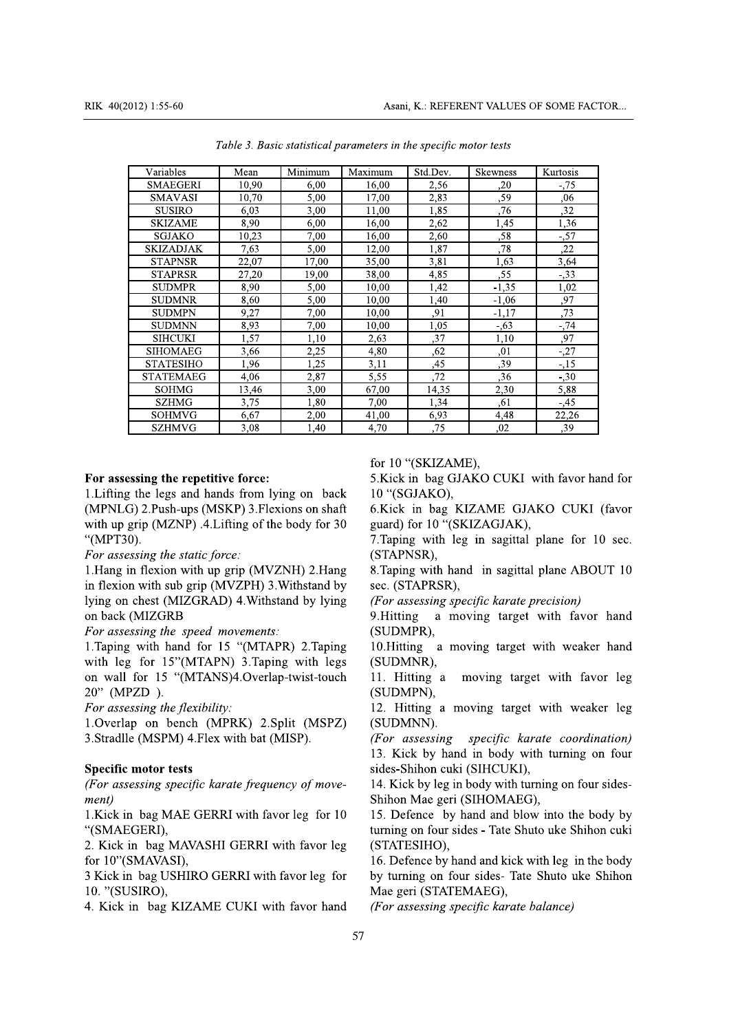*Table 3. Basic statistical parameters in the specific motor tests*

| Variables | Mean | Minimum | Maximum | Std.Dev. | Skewness | Kurtosis |
|---|---|---|---|---|---|---|
| SMAEGERI | 10,90 | 6,00 | 16,00 | 2,56 | ,20 | -,75 |
| SMAVASI | 10,70 | 5,00 | 17,00 | 2,83 | ,59 | ,06 |
| SUSIRO | 6,03 | 3,00 | 11,00 | 1,85 | ,76 | ,32 |
| SKIZAME | 8,90 | 6,00 | 16,00 | 2,62 | 1,45 | 1,36 |
| SGJAKO | 10,23 | 7,00 | 16,00 | 2,60 | ,58 | -,57 |
| SKIZADJAK | 7,63 | 5,00 | 12,00 | 1,87 | ,78 | ,22 |
| STAPNSR | 22,07 | 17,00 | 35,00 | 3,81 | 1,63 | 3,64 |
| STAPRSR | 27,20 | 19,00 | 38,00 | 4,85 | ,55 | -,33 |
| SUDMPR | 8,90 | 5,00 | 10,00 | 1,42 | -1,35 | 1,02 |
| SUDMNR | 8,60 | 5,00 | 10,00 | 1,40 | -1,06 | ,97 |
| SUDMPN | 9,27 | 7,00 | 10,00 | ,91 | -1,17 | ,73 |
| SUDMNN | 8,93 | 7,00 | 10,00 | 1,05 | -,63 | -,74 |
| SIHCUKI | 1,57 | 1,10 | 2,63 | ,37 | 1,10 | ,97 |
| SIHOMAEG | 3,66 | 2,25 | 4,80 | ,62 | ,01 | -,27 |
| STATESIHO | 1,96 | 1,25 | 3,11 | ,45 | ,39 | -,15 |
| STATEMAEG | 4,06 | 2,87 | 5,55 | ,72 | ,36 | -,30 |
| SOHMG | 13,46 | 3,00 | 67,00 | 14,35 | 2,30 | 5,88 |
| SZHMG | 3,75 | 1,80 | 7,00 | 1,34 | ,61 | -,45 |
| SOHMVG | 6,67 | 2,00 | 41,00 | 6,93 | 4,48 | 22,26 |
| SZHMVG | 3,08 | 1,40 | 4,70 | ,75 | ,02 | ,39 |

**For assessing the repetitive force:**
1.Lifting the legs and hands from lying on back (MPNLG) 2.Push-ups (MSKP) 3.Flexions on shaft with up grip (MZNP) .4.Lifting of the body for 30 "(MPT30).

*For assessing the static force:*
1.Hang in flexion with up grip (MVZNH) 2.Hang in flexion with sub grip (MVZPH) 3.Withstand by lying on chest (MIZGRAD) 4.Withstand by lying on back (MIZGRB

*For assessing the speed movements:*
1.Taping with hand for 15 "(MTAPR) 2.Taping with leg for 15"(MTAPN) 3.Taping with legs on wall for 15 "(MTANS)4.Overlap-twist-touch 20" (MPZD ).

*For assessing the flexibility:*
1.Overlap on bench (MPRK) 2.Split (MSPZ) 3.Stradlle (MSPM) 4.Flex with bat (MISP).

**Specific motor tests**

*(For assessing specific karate frequency of movement)*

1.Kick in bag MAE GERRI with favor leg for 10 "(SMAEGERI),
2. Kick in bag MAVASHI GERRI with favor leg for 10"(SMAVASI),
3 Kick in bag USHIRO GERRI with favor leg for 10. "(SUSIRO),
4. Kick in bag KIZAME CUKI with favor hand for 10 "(SKIZAME),
5.Kick in bag GJAKO CUKI with favor hand for 10 "(SGJAKO),
6.Kick in bag KIZAME GJAKO CUKI (favor guard) for 10 "(SKIZAGJAK),
7.Taping with leg in sagittal plane for 10 sec. (STAPNSR),
8.Taping with hand in sagittal plane ABOUT 10 sec. (STAPRSR),

*(For assessing specific karate precision)*

9.Hitting a moving target with favor hand (SUDMPR),
10.Hitting a moving target with weaker hand (SUDMNR),
11. Hitting a moving target with favor leg (SUDMPN),
12. Hitting a moving target with weaker leg (SUDMNN).

*(For assessing specific karate coordination)*

13. Kick by hand in body with turning on four sides-Shihon cuki (SIHCUKI),
14. Kick by leg in body with turning on four sides-Shihon Mae geri (SIHOMAEG),
15. Defence by hand and blow into the body by turning on four sides - Tate Shuto uke Shihon cuki (STATESIHO),
16. Defence by hand and kick with leg in the body by turning on four sides- Tate Shuto uke Shihon Mae geri (STATEMAEG),

*(For assessing specific karate balance)*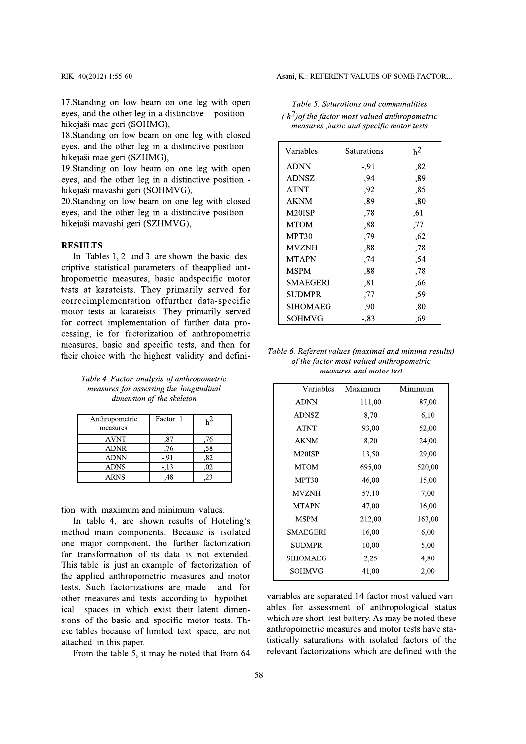17.Standing on low beam on one leg with open eyes, and the other leg in a distinctive position - hikejaši mae geri (SOHMG),

18.Standing on low beam on one leg with closed eyes, and the other leg in a distinctive position - hikejaši mae geri (SZHMG),

19.Standing on low beam on one leg with open eyes, and the other leg in a distinctive position - hikejaši mavashi geri (SOHMVG),

20.Standing on low beam on one leg with closed eyes, and the other leg in a distinctive position - hikejaši mavashi geri (SZHMVG),

## RESULTS

In Tables 1, 2 and 3 are shown the basic descriptive statistical parameters of theapplied anthropometric measures, basic andspecific motor tests at karateists. They primarily served for correcimplementation offurther data-specific motor tests at karateists. They primarily served for correct implementation of further data processing, ie for factorization of anthropometric measures, basic and specific tests, and then for their choice with the highest validity and definition with maximum and minimum values.

*Table 4. Factor analysis of anthropometric measures for assessing the longitudinal dimension of the skeleton*

| Anthropometric measures | Factor 1 | $h^2$ |
|---|---|---|
| AVNT | -,87 | ,76 |
| ADNR | -,76 | ,58 |
| ADNN | -,91 | ,82 |
| ADNS | -,13 | ,02 |
| ARNS | -,48 | ,23 |

In table 4, are shown results of Hoteling's method main components. Because is isolated one major component, the further factorization for transformation of its data is not extended. This table is just an example of factorization of the applied anthropometric measures and motor tests. Such factorizations are made and for other measures and tests according to hypothetical spaces in which exist their latent dimensions of the basic and specific motor tests. These tables because of limited text space, are not attached in this paper.

From the table 5, it may be noted that from 64 variables are separated 14 factor most valued variables for assessment of anthropological status which are short test battery. As may be noted these anthropometric measures and motor tests have statistically saturations with isolated factors of the relevant factorizations which are defined with the

*Table 5. Saturations and communalities ($h^2$)of the factor most valued anthropometric measures ,basic and specific motor tests*

| Variables | Saturations | $h^2$ |
|---|---|---|
| ADNN | -,91 | ,82 |
| ADNSZ | ,94 | ,89 |
| ATNT | ,92 | ,85 |
| AKNM | ,89 | ,80 |
| M20ISP | ,78 | ,61 |
| MTOM | ,88 | ,77 |
| MPT30 | ,79 | ,62 |
| MVZNH | ,88 | ,78 |
| MTAPN | ,74 | ,54 |
| MSPM | ,88 | ,78 |
| SMAEGERI | ,81 | ,66 |
| SUDMPR | ,77 | ,59 |
| SIHOMAEG | ,90 | ,80 |
| SOHMVG | -,83 | ,69 |

*Table 6. Referent values (maximal and minima results) of the factor most valued anthropometric measures and motor test*

| Variables | Maximum | Minimum |
|---|---|---|
| ADNN | 111,00 | 87,00 |
| ADNSZ | 8,70 | 6,10 |
| ATNT | 93,00 | 52,00 |
| AKNM | 8,20 | 24,00 |
| M20ISP | 13,50 | 29,00 |
| MTOM | 695,00 | 520,00 |
| MPT30 | 46,00 | 15,00 |
| MVZNH | 57,10 | 7,00 |
| MTAPN | 47,00 | 16,00 |
| MSPM | 212,00 | 163,00 |
| SMAEGERI | 16,00 | 6,00 |
| SUDMPR | 10,00 | 5,00 |
| SIHOMAEG | 2,25 | 4,80 |
| SOHMVG | 41,00 | 2,00 |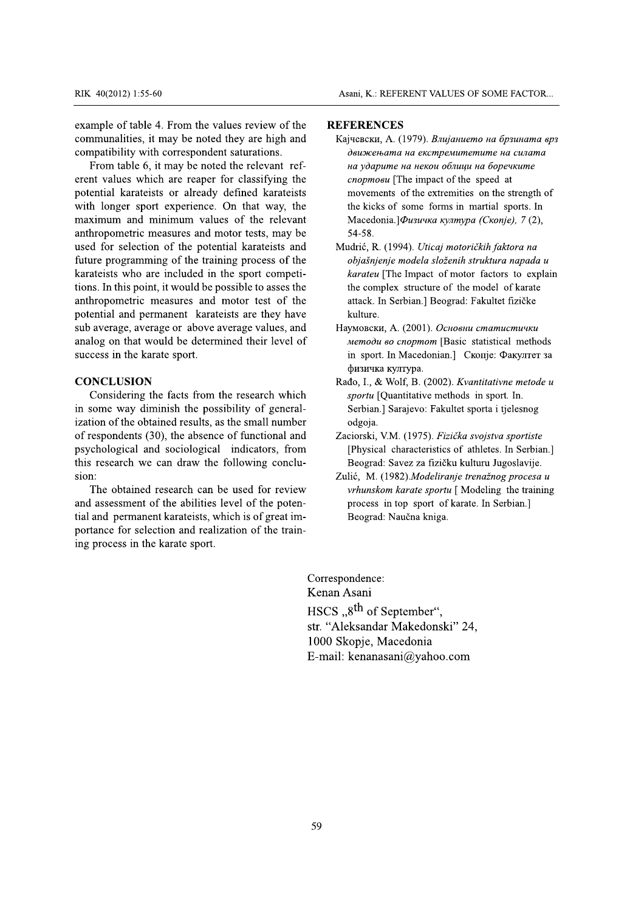example of table 4. From the values review of the communalities, it may be noted they are high and compatibility with correspondent saturations.

From table 6, it may be noted the relevant referent values which are reaper for classifying the potential karateists or already defined karateists with longer sport experience. On that way, the maximum and minimum values of the relevant anthropometric measures and motor tests, may be used for selection of the potential karateists and future programming of the training process of the karateists who are included in the sport competitions. In this point, it would be possible to asses the anthropometric measures and motor test of the potential and permanent karateists are they have sub average, average or above average values, and analog on that would be determined their level of success in the karate sport.

## CONCLUSION

Considering the facts from the research which in some way diminish the possibility of generalization of the obtained results, as the small number of respondents (30), the absence of functional and psychological and sociological indicators, from this research we can draw the following conclusion:

The obtained research can be used for review and assessment of the abilities level of the potential and permanent karateists, which is of great importance for selection and realization of the training process in the karate sport.

## REFERENCES

Кајчевски, А. (1979). *Влијанието на брзината врз движењата на екстремитетите на силата на ударите на некои облици на боречките спортови* [The impact of the speed at movements of the extremities on the strength of the kicks of some forms in martial sports. In Macedonia.] *Физичка култура (Скопје), 7* (2), 54-58.

Mudrić, R. (1994). *Uticaj motoričkih faktora na objašnjenje modela složenih struktura napada u karateu* [The Impact of motor factors to explain the complex structure of the model of karate attack. In Serbian.] Beograd: Fakultet fizičke kulture.

Наумовски, А. (2001). *Основни статистички методи во спортот* [Basic statistical methods in sport. In Macedonian.] Скопје: Факултет за физичка култура.

Rađo, I., & Wolf, B. (2002). *Kvantitativne metode u sportu* [Quantitative methods in sport. In. Serbian.] Sarajevo: Fakultet sporta i tjelesnog odgoja.

Zaciorski, V.M. (1975). *Fizička svojstva sportiste* [Physical characteristics of athletes. In Serbian.] Beograd: Savez za fizičku kulturu Jugoslavije.

Zulić, M. (1982).*Modeliranje trenažnog procesa u vrhunskom karate sportu* [ Modeling the training process in top sport of karate. In Serbian.] Beograd: Naučna kniga.

Correspondence:
Kenan Asani
HSCS „8th of September“,
str. "Aleksandar Makedonski" 24,
1000 Skopje, Macedonia
E-mail: kenanasani@yahoo.com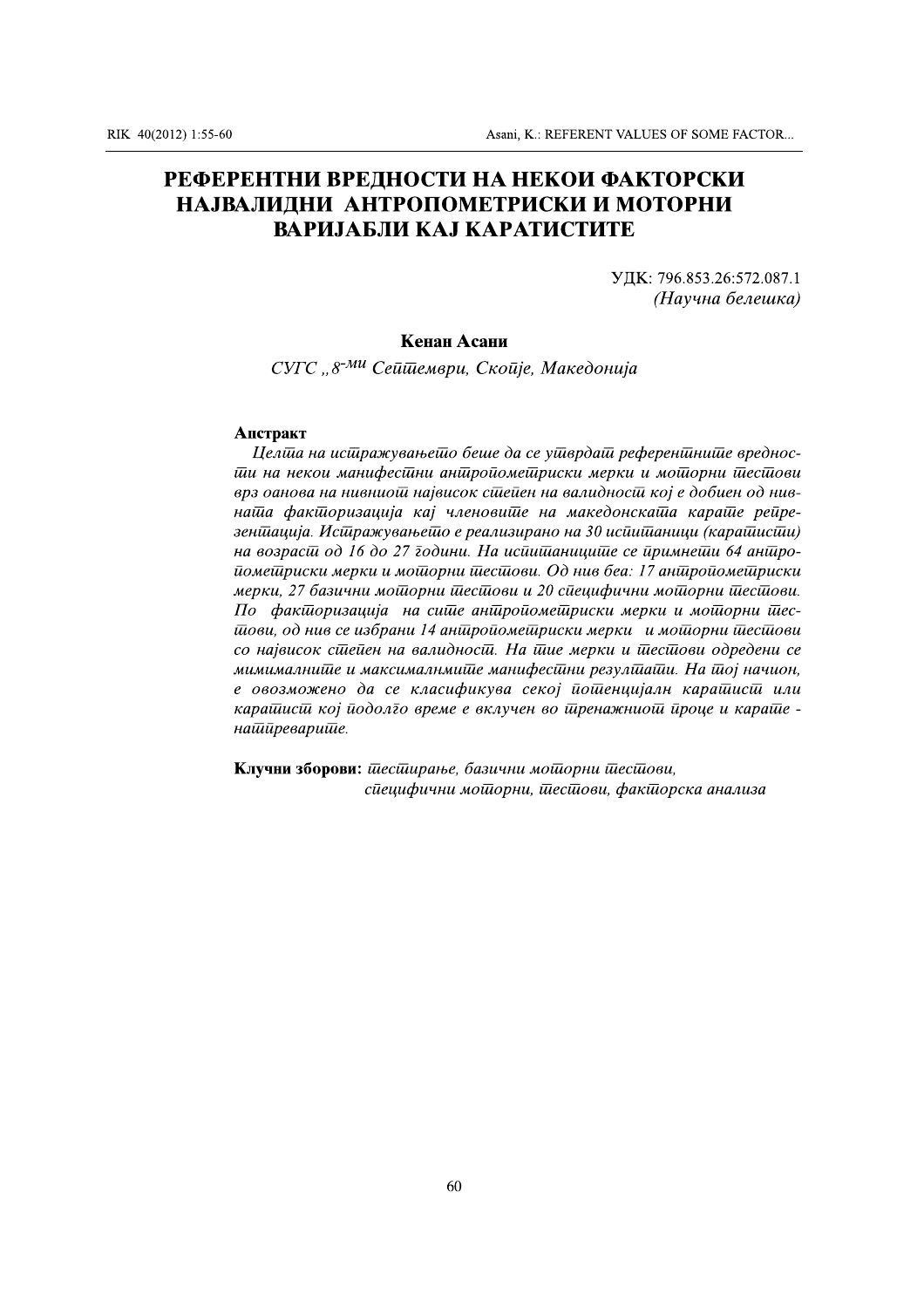# РЕФЕРЕНТНИ ВРЕДНОСТИ НА НЕКОИ ФАКТОРСКИ НАЈВАЛИДНИ АНТРОПОМЕТРИСКИ И МОТОРНИ ВАРИЈАБЛИ КАЈ КАРАТИСТИТЕ

УДК: 796.853.26:572.087.1
*(Научна белешка)*

**Кенан Асани**

*СУГС „8-ми Септември, Скопје, Македонија*

**Апстракт**

*Целта на истражувањето беше да се утврдат референтните вредности на некои манифестни антропометриски мерки и моторни тестови врз оанова на нивниот највисок степен на валидност кој е добиен од нивната факторизација кај членовите на македонската карате репрезентација. Истражувањето е реализирано на 30 испитаници (каратисти) на возраст од 16 до 27 години. На испитаниците се примнети 64 антропометриски мерки и моторни тестови. Од нив беа: 17 антропометриски мерки, 27 базични моторни тестови и 20 специфични моторни тестови. По факторизација на сите антропометриски мерки и моторни тестови, од нив се избрани 14 антропометриски мерки и моторни тестови со највисок степен на валидност. На тие мерки и тестови одредени се мимималните и максималнмите манифестни резултати. На тој начион, е овозможено да се класификува секој потенцијалн каратист или каратист кој подолго време е вклучен во тренажниот проце и карате - натпреварите.*

**Клучни зборови:** *тестирање, базични моторни тестови, специфични моторни, тестови, факторска анализа*